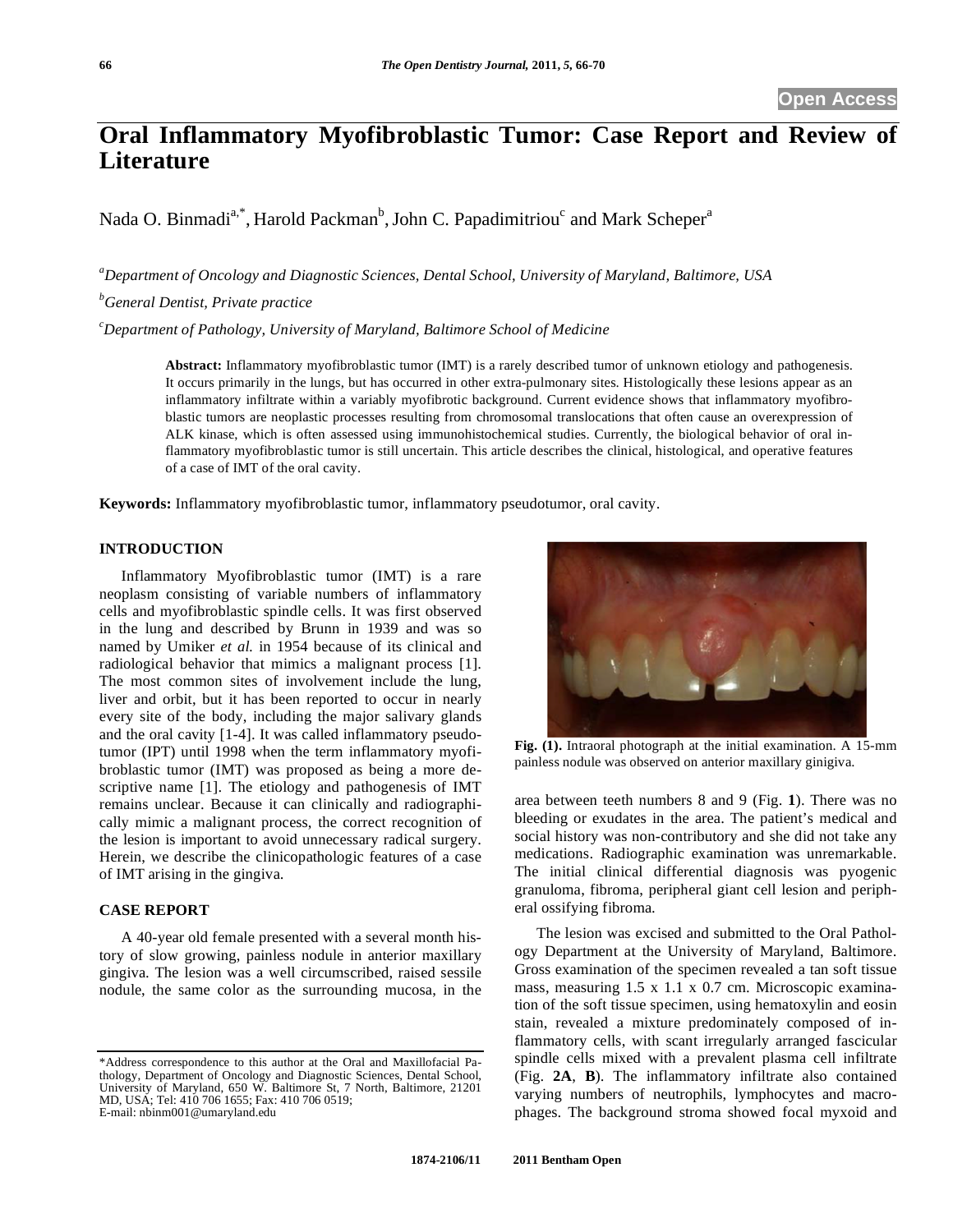# Oral Inflammatory Myofibroblastic Tumor: Case Report and Review of Literature

Nada O. Binmadi[a,*], Harold Packman[b], John C. Papadimitriou[c] and Mark Scheper[a]

[a]*Department of Oncology and Diagnostic Sciences, Dental School, University of Maryland, Baltimore, USA*

[b]*General Dentist, Private practice*

[c]*Department of Pathology, University of Maryland, Baltimore School of Medicine*

**Abstract:** Inflammatory myofibroblastic tumor (IMT) is a rarely described tumor of unknown etiology and pathogenesis. It occurs primarily in the lungs, but has occurred in other extra-pulmonary sites. Histologically these lesions appear as an inflammatory infiltrate within a variably myofibrotic background. Current evidence shows that inflammatory myofibroblastic tumors are neoplastic processes resulting from chromosomal translocations that often cause an overexpression of ALK kinase, which is often assessed using immunohistochemical studies. Currently, the biological behavior of oral inflammatory myofibroblastic tumor is still uncertain. This article describes the clinical, histological, and operative features of a case of IMT of the oral cavity.

**Keywords:** Inflammatory myofibroblastic tumor, inflammatory pseudotumor, oral cavity.

## INTRODUCTION

Inflammatory Myofibroblastic tumor (IMT) is a rare neoplasm consisting of variable numbers of inflammatory cells and myofibroblastic spindle cells. It was first observed in the lung and described by Brunn in 1939 and was so named by Umiker *et al.* in 1954 because of its clinical and radiological behavior that mimics a malignant process [1]. The most common sites of involvement include the lung, liver and orbit, but it has been reported to occur in nearly every site of the body, including the major salivary glands and the oral cavity [1-4]. It was called inflammatory pseudotumor (IPT) until 1998 when the term inflammatory myofibroblastic tumor (IMT) was proposed as being a more descriptive name [1]. The etiology and pathogenesis of IMT remains unclear. Because it can clinically and radiographically mimic a malignant process, the correct recognition of the lesion is important to avoid unnecessary radical surgery. Herein, we describe the clinicopathologic features of a case of IMT arising in the gingiva.

## CASE REPORT

A 40-year old female presented with a several month history of slow growing, painless nodule in anterior maxillary gingiva. The lesion was a well circumscribed, raised sessile nodule, the same color as the surrounding mucosa, in the area between teeth numbers 8 and 9 (Fig. **1**). There was no bleeding or exudates in the area. The patient's medical and social history was non-contributory and she did not take any medications. Radiographic examination was unremarkable. The initial clinical differential diagnosis was pyogenic granuloma, fibroma, peripheral giant cell lesion and peripheral ossifying fibroma.

**Fig. (1).** Intraoral photograph at the initial examination. A 15-mm painless nodule was observed on anterior maxillary ginigiva.

The lesion was excised and submitted to the Oral Pathology Department at the University of Maryland, Baltimore. Gross examination of the specimen revealed a tan soft tissue mass, measuring 1.5 x 1.1 x 0.7 cm. Microscopic examination of the soft tissue specimen, using hematoxylin and eosin stain, revealed a mixture predominately composed of inflammatory cells, with scant irregularly arranged fascicular spindle cells mixed with a prevalent plasma cell infiltrate (Fig. **2A**, **B**). The inflammatory infiltrate also contained varying numbers of neutrophils, lymphocytes and macrophages. The background stroma showed focal myxoid and

\*Address correspondence to this author at the Oral and Maxillofacial Pathology, Department of Oncology and Diagnostic Sciences, Dental School, University of Maryland, 650 W. Baltimore St, 7 North, Baltimore, 21201 MD, USA; Tel: 410 706 1655; Fax: 410 706 0519; E-mail: nbinm001@umaryland.edu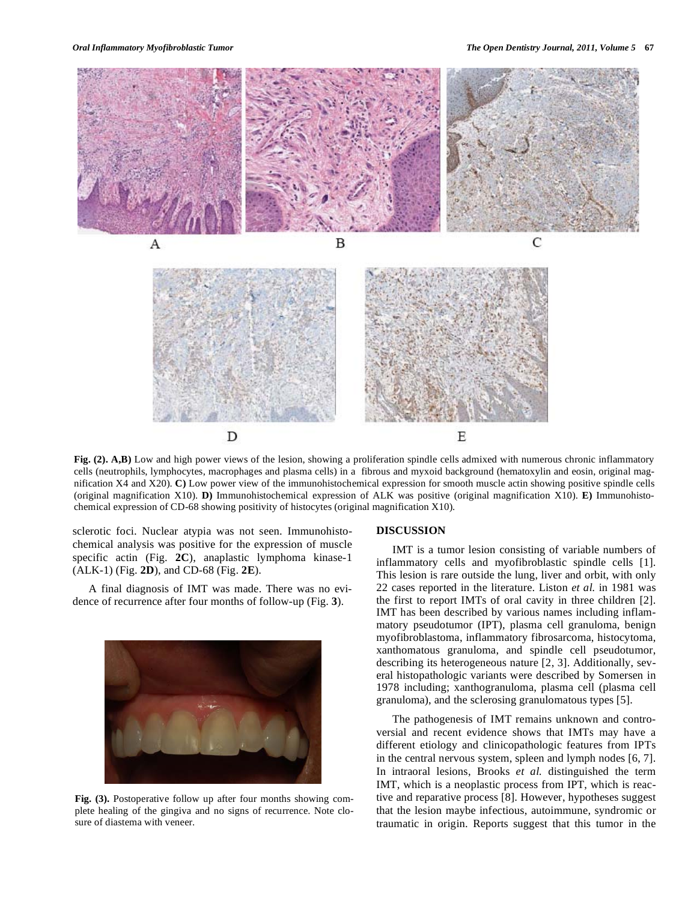Fig. (2). A,B) Low and high power views of the lesion, showing a proliferation spindle cells admixed with numerous chronic inflammatory cells (neutrophils, lymphocytes, macrophages and plasma cells) in a fibrous and myxoid background (hematoxylin and eosin, original magnification X4 and X20). C) Low power view of the immunohistochemical expression for smooth muscle actin showing positive spindle cells (original magnification X10). D) Immunohistochemical expression of ALK was positive (original magnification X10). E) Immunohistochemical expression of CD-68 showing positivity of histocytes (original magnification X10).

sclerotic foci. Nuclear atypia was not seen. Immunohistochemical analysis was positive for the expression of muscle specific actin (Fig. **2C**), anaplastic lymphoma kinase-1 (ALK-1) (Fig. **2D**), and CD-68 (Fig. **2E**).

A final diagnosis of IMT was made. There was no evidence of recurrence after four months of follow-up (Fig. **3**).

**Fig. (3).** Postoperative follow up after four months showing complete healing of the gingiva and no signs of recurrence. Note closure of diastema with veneer.

## DISCUSSION

IMT is a tumor lesion consisting of variable numbers of inflammatory cells and myofibroblastic spindle cells [1]. This lesion is rare outside the lung, liver and orbit, with only 22 cases reported in the literature. Liston *et al.* in 1981 was the first to report IMTs of oral cavity in three children [2]. IMT has been described by various names including inflammatory pseudotumor (IPT), plasma cell granuloma, benign myofibroblastoma, inflammatory fibrosarcoma, histocytoma, xanthomatous granuloma, and spindle cell pseudotumor, describing its heterogeneous nature [2, 3]. Additionally, several histopathologic variants were described by Somersen in 1978 including; xanthogranuloma, plasma cell (plasma cell granuloma), and the sclerosing granulomatous types [5].

The pathogenesis of IMT remains unknown and controversial and recent evidence shows that IMTs may have a different etiology and clinicopathologic features from IPTs in the central nervous system, spleen and lymph nodes [6, 7]. In intraoral lesions, Brooks *et al.* distinguished the term IMT, which is a neoplastic process from IPT, which is reactive and reparative process [8]. However, hypotheses suggest that the lesion maybe infectious, autoimmune, syndromic or traumatic in origin. Reports suggest that this tumor in the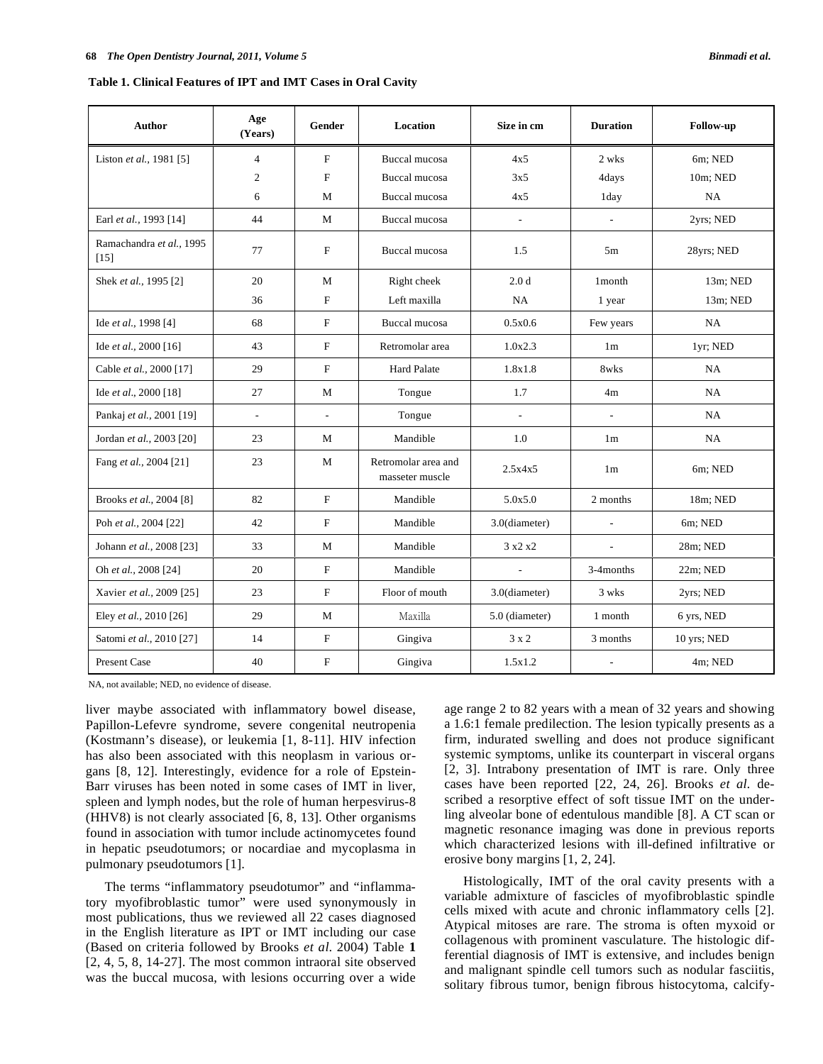**Table 1. Clinical Features of IPT and IMT Cases in Oral Cavity**

| Author | Age (Years) | Gender | Location | Size in cm | Duration | Follow-up |
|---|---|---|---|---|---|---|
| Liston *et al.*, 1981 [5] | 4 | F | Buccal mucosa | 4x5 | 2 wks | 6m; NED |
| | 2 | F | Buccal mucosa | 3x5 | 4days | 10m; NED |
| | 6 | M | Buccal mucosa | 4x5 | 1day | NA |
| Earl *et al.*, 1993 [14] | 44 | M | Buccal mucosa | - | - | 2yrs; NED |
| Ramachandra *et al.*, 1995 [15] | 77 | F | Buccal mucosa | 1.5 | 5m | 28yrs; NED |
| Shek *et al.*, 1995 [2] | 20 | M | Right cheek | 2.0 d | 1month | 13m; NED |
| | 36 | F | Left maxilla | NA | 1 year | 13m; NED |
| Ide *et al.*, 1998 [4] | 68 | F | Buccal mucosa | 0.5x0.6 | Few years | NA |
| Ide *et al.*, 2000 [16] | 43 | F | Retromolar area | 1.0x2.3 | 1m | 1yr; NED |
| Cable *et al.*, 2000 [17] | 29 | F | Hard Palate | 1.8x1.8 | 8wks | NA |
| Ide *et al*., 2000 [18] | 27 | M | Tongue | 1.7 | 4m | NA |
| Pankaj *et al.*, 2001 [19] | - | - | Tongue | - | - | NA |
| Jordan *et al.*, 2003 [20] | 23 | M | Mandible | 1.0 | 1m | NA |
| Fang *et al.*, 2004 [21] | 23 | M | Retromolar area and masseter muscle | 2.5x4x5 | 1m | 6m; NED |
| Brooks *et al.*, 2004 [8] | 82 | F | Mandible | 5.0x5.0 | 2 months | 18m; NED |
| Poh *et al.*, 2004 [22] | 42 | F | Mandible | 3.0(diameter) | - | 6m; NED |
| Johann *et al.*, 2008 [23] | 33 | M | Mandible | 3 x2 x2 | - | 28m; NED |
| Oh *et al.*, 2008 [24] | 20 | F | Mandible | - | 3-4months | 22m; NED |
| Xavier *et al.*, 2009 [25] | 23 | F | Floor of mouth | 3.0(diameter) | 3 wks | 2yrs; NED |
| Eley *et al.*, 2010 [26] | 29 | M | Maxilla | 5.0 (diameter) | 1 month | 6 yrs, NED |
| Satomi *et al.*, 2010 [27] | 14 | F | Gingiva | 3 x 2 | 3 months | 10 yrs; NED |
| Present Case | 40 | F | Gingiva | 1.5x1.2 | - | 4m; NED |

NA, not available; NED, no evidence of disease.

liver maybe associated with inflammatory bowel disease, Papillon-Lefevre syndrome, severe congenital neutropenia (Kostmann's disease), or leukemia [1, 8-11]. HIV infection has also been associated with this neoplasm in various organs [8, 12]. Interestingly, evidence for a role of Epstein-Barr viruses has been noted in some cases of IMT in liver, spleen and lymph nodes, but the role of human herpesvirus-8 (HHV8) is not clearly associated [6, 8, 13]. Other organisms found in association with tumor include actinomycetes found in hepatic pseudotumors; or nocardiae and mycoplasma in pulmonary pseudotumors [1].

The terms "inflammatory pseudotumor" and "inflammatory myofibroblastic tumor" were used synonymously in most publications, thus we reviewed all 22 cases diagnosed in the English literature as IPT or IMT including our case (Based on criteria followed by Brooks *et al.* 2004) Table **1** [2, 4, 5, 8, 14-27]. The most common intraoral site observed was the buccal mucosa, with lesions occurring over a wide age range 2 to 82 years with a mean of 32 years and showing a 1.6:1 female predilection. The lesion typically presents as a firm, indurated swelling and does not produce significant systemic symptoms, unlike its counterpart in visceral organs [2, 3]. Intrabony presentation of IMT is rare. Only three cases have been reported [22, 24, 26]. Brooks *et al.* described a resorptive effect of soft tissue IMT on the underling alveolar bone of edentulous mandible [8]. A CT scan or magnetic resonance imaging was done in previous reports which characterized lesions with ill-defined infiltrative or erosive bony margins [1, 2, 24].

Histologically, IMT of the oral cavity presents with a variable admixture of fascicles of myofibroblastic spindle cells mixed with acute and chronic inflammatory cells [2]. Atypical mitoses are rare. The stroma is often myxoid or collagenous with prominent vasculature. The histologic differential diagnosis of IMT is extensive, and includes benign and malignant spindle cell tumors such as nodular fasciitis, solitary fibrous tumor, benign fibrous histocytoma, calcify-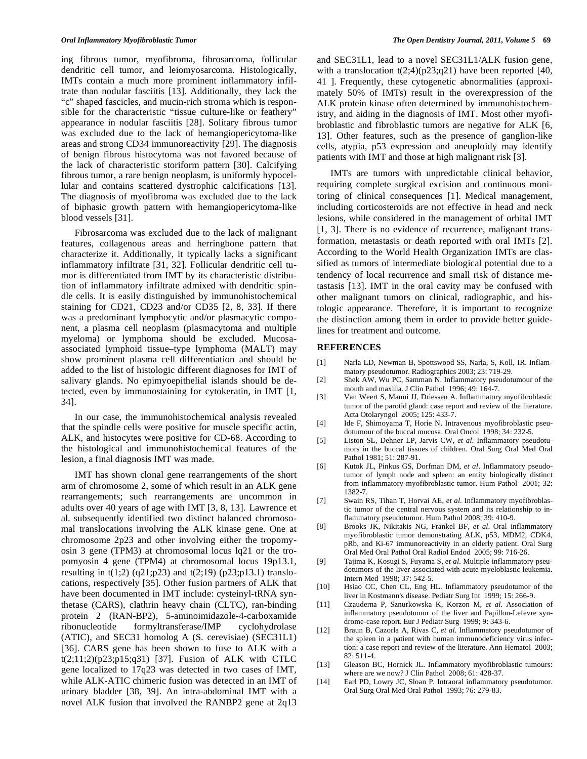ing fibrous tumor, myofibroma, fibrosarcoma, follicular dendritic cell tumor, and leiomyosarcoma. Histologically, IMTs contain a much more prominent inflammatory infiltrate than nodular fasciitis [13]. Additionally, they lack the "c" shaped fascicles, and mucin-rich stroma which is responsible for the characteristic "tissue culture-like or feathery" appearance in nodular fasciitis [28]. Solitary fibrous tumor was excluded due to the lack of hemangiopericytoma-like areas and strong CD34 immunoreactivity [29]. The diagnosis of benign fibrous histocytoma was not favored because of the lack of characteristic storiform pattern [30]. Calcifying fibrous tumor, a rare benign neoplasm, is uniformly hypocellular and contains scattered dystrophic calcifications [13]. The diagnosis of myofibroma was excluded due to the lack of biphasic growth pattern with hemangiopericytoma-like blood vessels [31].

Fibrosarcoma was excluded due to the lack of malignant features, collagenous areas and herringbone pattern that characterize it. Additionally, it typically lacks a significant inflammatory infiltrate [31, 32]. Follicular dendritic cell tumor is differentiated from IMT by its characteristic distribution of inflammatory infiltrate admixed with dendritic spindle cells. It is easily distinguished by immunohistochemical staining for CD21, CD23 and/or CD35 [2, 8, 33]. If there was a predominant lymphocytic and/or plasmacytic component, a plasma cell neoplasm (plasmacytoma and multiple myeloma) or lymphoma should be excluded. Mucosa-associated lymphoid tissue–type lymphoma (MALT) may show prominent plasma cell differentiation and should be added to the list of histologic different diagnoses for IMT of salivary glands. No epimyoepithelial islands should be detected, even by immunostaining for cytokeratin, in IMT [1, 34].

In our case, the immunohistochemical analysis revealed that the spindle cells were positive for muscle specific actin, ALK, and histocytes were positive for CD-68. According to the histological and immunohistochemical features of the lesion, a final diagnosis IMT was made.

IMT has shown clonal gene rearrangements of the short arm of chromosome 2, some of which result in an ALK gene rearrangements; such rearrangements are uncommon in adults over 40 years of age with IMT [3, 8, 13]. Lawrence et al. subsequently identified two distinct balanced chromosomal translocations involving the ALK kinase gene. One at chromosome 2p23 and other involving either the tropomyosin 3 gene (TPM3) at chromosomal locus lq21 or the tropomyosin 4 gene (TPM4) at chromosomal locus 19p13.1, resulting in t(1;2) (q21;p23) and t(2;19) (p23;p13.1) translocations, respectively [35]. Other fusion partners of ALK that have been documented in IMT include: cysteinyl-tRNA synthetase (CARS), clathrin heavy chain (CLTC), ran-binding protein 2 (RAN-BP2), 5-aminoimidazole-4-carboxamide ribonucleotide formyltransferase/IMP cyclohydrolase (ATIC), and SEC31 homolog A (S. cerevisiae) (SEC31L1) [36]. CARS gene has been shown to fuse to ALK with a t(2;11;2)(p23;p15;q31) [37]. Fusion of ALK with CTLC gene localized to 17q23 was detected in two cases of IMT, while ALK-ATIC chimeric fusion was detected in an IMT of urinary bladder [38, 39]. An intra-abdominal IMT with a novel ALK fusion that involved the RANBP2 gene at 2q13 and SEC31L1, lead to a novel SEC31L1/ALK fusion gene, with a translocation t(2;4)(p23;q21) have been reported [40, 41 ]. Frequently, these cytogenetic abnormalities (approximately 50% of IMTs) result in the overexpression of the ALK protein kinase often determined by immunohistochemistry, and aiding in the diagnosis of IMT. Most other myofibroblastic and fibroblastic tumors are negative for ALK [6, 13]. Other features, such as the presence of ganglion-like cells, atypia, p53 expression and aneuploidy may identify patients with IMT and those at high malignant risk [3].

IMTs are tumors with unpredictable clinical behavior, requiring complete surgical excision and continuous monitoring of clinical consequences [1]. Medical management, including corticosteroids are not effective in head and neck lesions, while considered in the management of orbital IMT [1, 3]. There is no evidence of recurrence, malignant transformation, metastasis or death reported with oral IMTs [2]. According to the World Health Organization IMTs are classified as tumors of intermediate biological potential due to a tendency of local recurrence and small risk of distance metastasis [13]. IMT in the oral cavity may be confused with other malignant tumors on clinical, radiographic, and histologic appearance. Therefore, it is important to recognize the distinction among them in order to provide better guidelines for treatment and outcome.

## REFERENCES

[1] Narla LD, Newman B, Spottswood SS, Narla, S, Koll, IR. Inflammatory pseudotumor. Radiographics 2003; 23: 719-29.

[2] Shek AW, Wu PC, Samman N. Inflammatory pseudotumour of the mouth and maxilla. J Clin Pathol 1996; 49: 164-7.

[3] Van Weert S, Manni JJ, Driessen A. Inflammatory myofibroblastic tumor of the parotid gland: case report and review of the literature. Acta Otolaryngol 2005; 125: 433-7.

[4] Ide F, Shimoyama T, Horie N. Intravenous myofibroblastic pseudotumour of the buccal mucosa. Oral Oncol 1998; 34: 232-5.

[5] Liston SL, Dehner LP, Jarvis CW, *et al.* Inflammatory pseudotumors in the buccal tissues of children. Oral Surg Oral Med Oral Pathol 1981; 51: 287-91.

[6] Kutok JL, Pinkus GS, Dorfman DM, *et al*. Inflammatory pseudotumor of lymph node and spleen: an entity biologically distinct from inflammatory myofibroblastic tumor. Hum Pathol 2001; 32: 1382-7.

[7] Swain RS, Tihan T, Horvai AE, *et al.* Inflammatory myofibroblastic tumor of the central nervous system and its relationship to inflammatory pseudotumor. Hum Pathol 2008; 39: 410-9.

[8] Brooks JK, Nikitakis NG, Frankel BF, *et al.* Oral inflammatory myofibroblastic tumor demonstrating ALK, p53, MDM2, CDK4, pRb, and Ki-67 immunoreactivity in an elderly patient. Oral Surg Oral Med Oral Pathol Oral Radiol Endod 2005; 99: 716-26.

[9] Tajima K, Kosugi S, Fuyama S, *et al*. Multiple inflammatory pseudotumors of the liver associated with acute myeloblastic leukemia. Intern Med 1998; 37: 542-5.

[10] Hsiao CC, Chen CL, Eng HL. Inflammatory pseudotumor of the liver in Kostmann's disease. Pediatr Surg Int 1999; 15: 266-9.

[11] Czauderna P, Sznurkowska K, Korzon M, *et al.* Association of inflammatory pseudotumor of the liver and Papillon-Lefevre syndrome-case report. Eur J Pediatr Surg 1999; 9: 343-6.

[12] Braun B, Cazorla A, Rivas C, *et al.* Inflammatory pseudotumor of the spleen in a patient with human immunodeficiency virus infection: a case report and review of the literature. Ann Hematol 2003; 82: 511-4.

[13] Gleason BC, Hornick JL. Inflammatory myofibroblastic tumours: where are we now? J Clin Pathol 2008; 61: 428-37.

[14] Earl PD, Lowry JC, Sloan P. Intraoral inflammatory pseudotumor. Oral Surg Oral Med Oral Pathol 1993; 76: 279-83.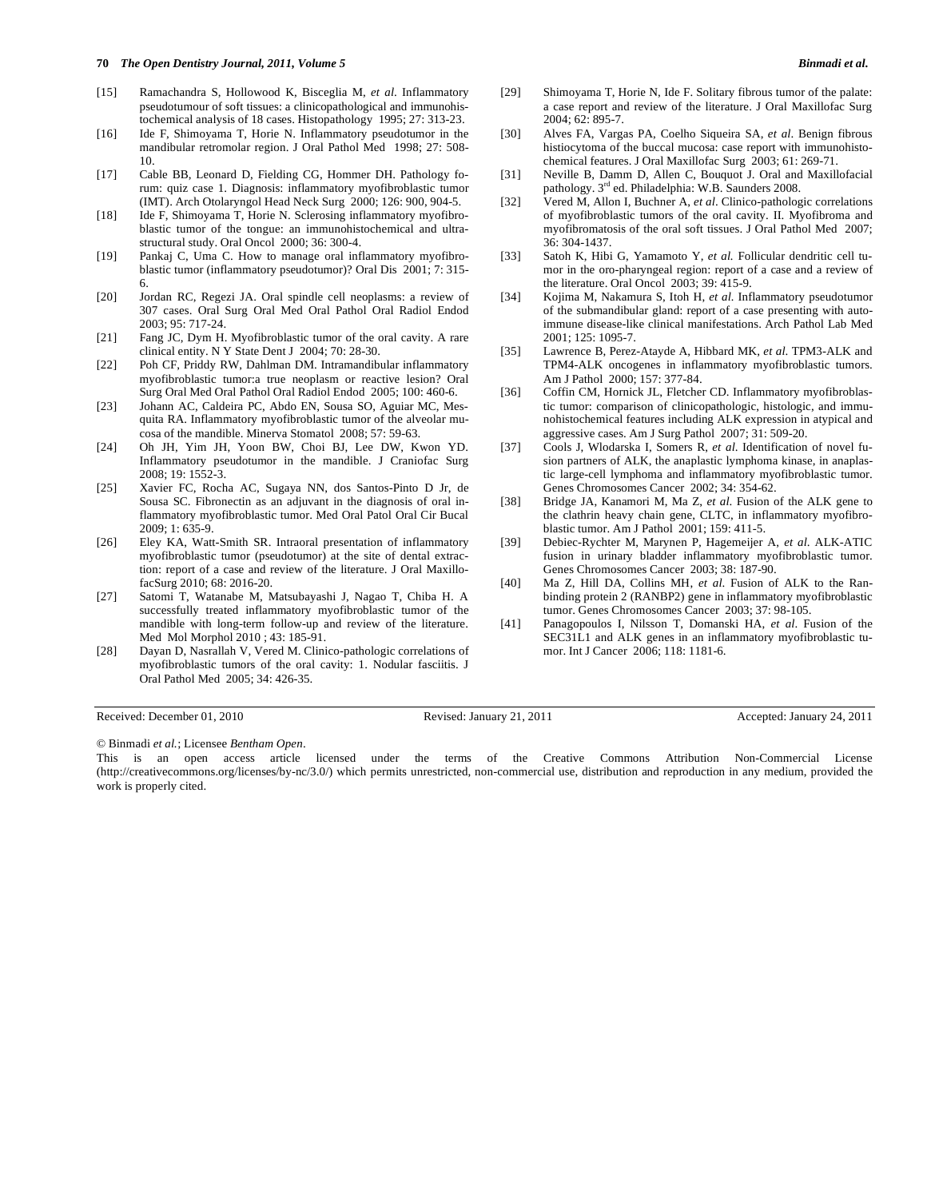[15] Ramachandra S, Hollowood K, Bisceglia M, *et al.* Inflammatory pseudotumour of soft tissues: a clinicopathological and immunohistochemical analysis of 18 cases. Histopathology 1995; 27: 313-23.

[16] Ide F, Shimoyama T, Horie N. Inflammatory pseudotumor in the mandibular retromolar region. J Oral Pathol Med 1998; 27: 508-10.

[17] Cable BB, Leonard D, Fielding CG, Hommer DH. Pathology forum: quiz case 1. Diagnosis: inflammatory myofibroblastic tumor (IMT). Arch Otolaryngol Head Neck Surg 2000; 126: 900, 904-5.

[18] Ide F, Shimoyama T, Horie N. Sclerosing inflammatory myofibroblastic tumor of the tongue: an immunohistochemical and ultrastructural study. Oral Oncol 2000; 36: 300-4.

[19] Pankaj C, Uma C. How to manage oral inflammatory myofibroblastic tumor (inflammatory pseudotumor)? Oral Dis 2001; 7: 315-6.

[20] Jordan RC, Regezi JA. Oral spindle cell neoplasms: a review of 307 cases. Oral Surg Oral Med Oral Pathol Oral Radiol Endod 2003; 95: 717-24.

[21] Fang JC, Dym H. Myofibroblastic tumor of the oral cavity. A rare clinical entity. N Y State Dent J 2004; 70: 28-30.

[22] Poh CF, Priddy RW, Dahlman DM. Intramandibular inflammatory myofibroblastic tumor:a true neoplasm or reactive lesion? Oral Surg Oral Med Oral Pathol Oral Radiol Endod 2005; 100: 460-6.

[23] Johann AC, Caldeira PC, Abdo EN, Sousa SO, Aguiar MC, Mesquita RA. Inflammatory myofibroblastic tumor of the alveolar mucosa of the mandible. Minerva Stomatol 2008; 57: 59-63.

[24] Oh JH, Yim JH, Yoon BW, Choi BJ, Lee DW, Kwon YD. Inflammatory pseudotumor in the mandible. J Craniofac Surg 2008; 19: 1552-3.

[25] Xavier FC, Rocha AC, Sugaya NN, dos Santos-Pinto D Jr, de Sousa SC. Fibronectin as an adjuvant in the diagnosis of oral inflammatory myofibroblastic tumor. Med Oral Patol Oral Cir Bucal 2009; 1: 635-9.

[26] Eley KA, Watt-Smith SR. Intraoral presentation of inflammatory myofibroblastic tumor (pseudotumor) at the site of dental extraction: report of a case and review of the literature. J Oral MaxillofacSurg 2010; 68: 2016-20.

[27] Satomi T, Watanabe M, Matsubayashi J, Nagao T, Chiba H. A successfully treated inflammatory myofibroblastic tumor of the mandible with long-term follow-up and review of the literature. Med Mol Morphol 2010 ; 43: 185-91.

[28] Dayan D, Nasrallah V, Vered M. Clinico-pathologic correlations of myofibroblastic tumors of the oral cavity: 1. Nodular fasciitis. J Oral Pathol Med 2005; 34: 426-35.

[29] Shimoyama T, Horie N, Ide F. Solitary fibrous tumor of the palate: a case report and review of the literature. J Oral Maxillofac Surg 2004; 62: 895-7.

[30] Alves FA, Vargas PA, Coelho Siqueira SA, *et al*. Benign fibrous histiocytoma of the buccal mucosa: case report with immunohistochemical features. J Oral Maxillofac Surg 2003; 61: 269-71.

[31] Neville B, Damm D, Allen C, Bouquot J. Oral and Maxillofacial pathology. 3rd ed. Philadelphia: W.B. Saunders 2008.

[32] Vered M, Allon I, Buchner A, *et al*. Clinico-pathologic correlations of myofibroblastic tumors of the oral cavity. II. Myofibroma and myofibromatosis of the oral soft tissues. J Oral Pathol Med 2007; 36: 304-1437.

[33] Satoh K, Hibi G, Yamamoto Y, *et al.* Follicular dendritic cell tumor in the oro-pharyngeal region: report of a case and a review of the literature. Oral Oncol 2003; 39: 415-9.

[34] Kojima M, Nakamura S, Itoh H, *et al.* Inflammatory pseudotumor of the submandibular gland: report of a case presenting with autoimmune disease-like clinical manifestations. Arch Pathol Lab Med 2001; 125: 1095-7.

[35] Lawrence B, Perez-Atayde A, Hibbard MK, *et al.* TPM3-ALK and TPM4-ALK oncogenes in inflammatory myofibroblastic tumors. Am J Pathol 2000; 157: 377-84.

[36] Coffin CM, Hornick JL, Fletcher CD. Inflammatory myofibroblastic tumor: comparison of clinicopathologic, histologic, and immunohistochemical features including ALK expression in atypical and aggressive cases. Am J Surg Pathol 2007; 31: 509-20.

[37] Cools J, Wlodarska I, Somers R, *et al.* Identification of novel fusion partners of ALK, the anaplastic lymphoma kinase, in anaplastic large-cell lymphoma and inflammatory myofibroblastic tumor. Genes Chromosomes Cancer 2002; 34: 354-62.

[38] Bridge JA, Kanamori M, Ma Z, *et al.* Fusion of the ALK gene to the clathrin heavy chain gene, CLTC, in inflammatory myofibroblastic tumor. Am J Pathol 2001; 159: 411-5.

[39] Debiec-Rychter M, Marynen P, Hagemeijer A, *et al*. ALK-ATIC fusion in urinary bladder inflammatory myofibroblastic tumor. Genes Chromosomes Cancer 2003; 38: 187-90.

[40] Ma Z, Hill DA, Collins MH, *et al.* Fusion of ALK to the Ran-binding protein 2 (RANBP2) gene in inflammatory myofibroblastic tumor. Genes Chromosomes Cancer 2003; 37: 98-105.

[41] Panagopoulos I, Nilsson T, Domanski HA, *et al*. Fusion of the SEC31L1 and ALK genes in an inflammatory myofibroblastic tumor. Int J Cancer 2006; 118: 1181-6.

Received: December 01, 2010 Revised: January 21, 2011 Accepted: January 24, 2011

© Binmadi *et al.*; Licensee *Bentham Open*.

This is an open access article licensed under the terms of the Creative Commons Attribution Non-Commercial License (http://creativecommons.org/licenses/by-nc/3.0/) which permits unrestricted, non-commercial use, distribution and reproduction in any medium, provided the work is properly cited.